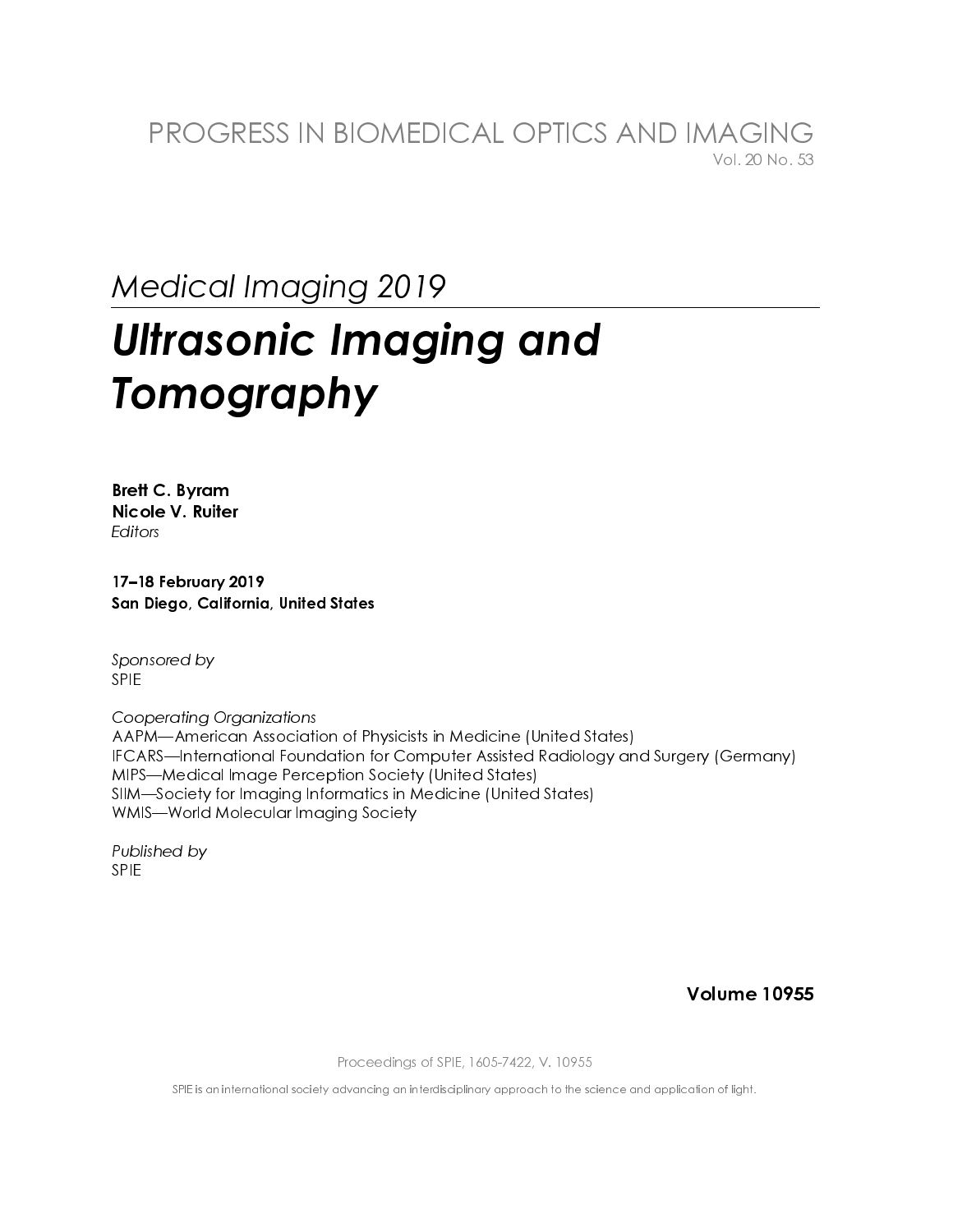PROGRESS IN BIOMEDICAL OPTICS AND IMAGING
Vol. 20 No. 53

*Medical Imaging 2019*

# *Ultrasonic Imaging and Tomography*

**Brett C. Byram**
**Nicole V. Ruiter**
*Editors*

**17–18 February 2019**
**San Diego, California, United States**

*Sponsored by*
SPIE

*Cooperating Organizations*
AAPM—American Association of Physicists in Medicine (United States)
IFCARS—International Foundation for Computer Assisted Radiology and Surgery (Germany)
MIPS—Medical Image Perception Society (United States)
SIIM—Society for Imaging Informatics in Medicine (United States)
WMIS—World Molecular Imaging Society

*Published by*
SPIE

**Volume 10955**

Proceedings of SPIE, 1605-7422, V. 10955

SPIE is an international society advancing an interdisciplinary approach to the science and application of light.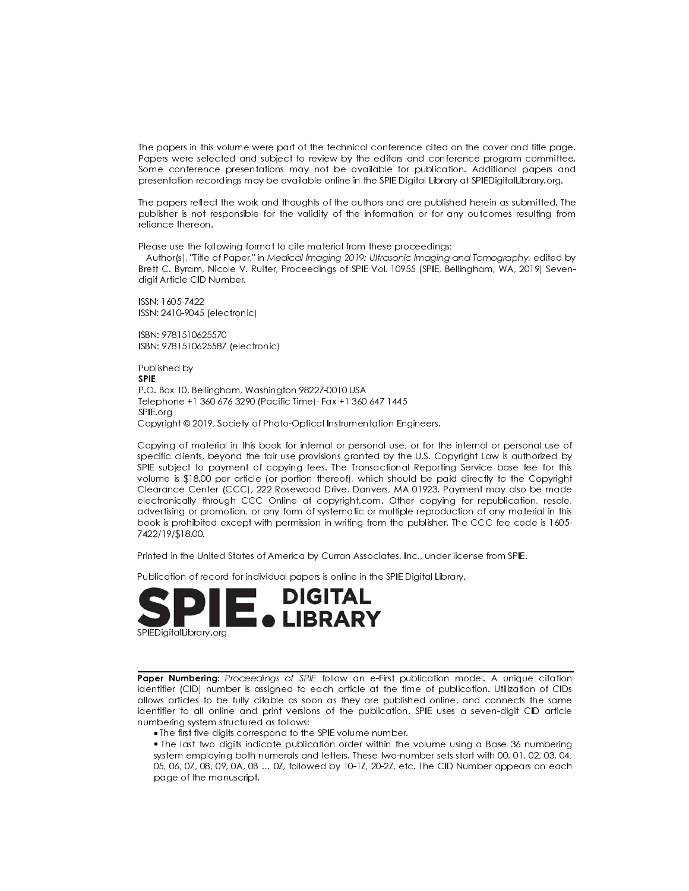The papers in this volume were part of the technical conference cited on the cover and title page. Papers were selected and subject to review by the editors and conference program committee. Some conference presentations may not be available for publication. Additional papers and presentation recordings may be available online in the SPIE Digital Library at SPIEDigitalLibrary.org.

The papers reflect the work and thoughts of the authors and are published herein as submitted. The publisher is not responsible for the validity of the information or for any outcomes resulting from reliance thereon.

Please use the following format to cite material from these proceedings:
Author(s), "Title of Paper," in *Medical Imaging 2019: Ultrasonic Imaging and Tomography*, edited by Brett C. Byram, Nicole V. Ruiter, Proceedings of SPIE Vol. 10955 (SPIE, Bellingham, WA, 2019) Seven-digit Article CID Number.

ISSN: 1605-7422
ISSN: 2410-9045 (electronic)

ISBN: 9781510625570
ISBN: 9781510625587 (electronic)

Published by
**SPIE**
P.O. Box 10, Bellingham, Washington 98227-0010 USA
Telephone +1 360 676 3290 (Pacific Time) · Fax +1 360 647 1445
SPIE.org
Copyright © 2019, Society of Photo-Optical Instrumentation Engineers.

Copying of material in this book for internal or personal use, or for the internal or personal use of specific clients, beyond the fair use provisions granted by the U.S. Copyright Law is authorized by SPIE subject to payment of copying fees. The Transactional Reporting Service base fee for this volume is $18.00 per article (or portion thereof), which should be paid directly to the Copyright Clearance Center (CCC), 222 Rosewood Drive, Danvers, MA 01923. Payment may also be made electronically through CCC Online at copyright.com. Other copying for republication, resale, advertising or promotion, or any form of systematic or multiple reproduction of any material in this book is prohibited except with permission in writing from the publisher. The CCC fee code is 1605-7422/19/$18.00.

Printed in the United States of America by Curran Associates, Inc., under license from SPIE.

Publication of record for individual papers is online in the SPIE Digital Library.

**SPIE. DIGITAL LIBRARY**
SPIEDigitalLibrary.org

---

**Paper Numbering:** *Proceedings of SPIE* follow an e-First publication model. A unique citation identifier (CID) number is assigned to each article at the time of publication. Utilization of CIDs allows articles to be fully citable as soon as they are published online, and connects the same identifier to all online and print versions of the publication. SPIE uses a seven-digit CID article numbering system structured as follows:

- The first five digits correspond to the SPIE volume number.
- The last two digits indicate publication order within the volume using a Base 36 numbering system employing both numerals and letters. These two-number sets start with 00, 01, 02, 03, 04, 05, 06, 07, 08, 09, 0A, 0B … 0Z, followed by 10-1Z, 20-2Z, etc. The CID Number appears on each page of the manuscript.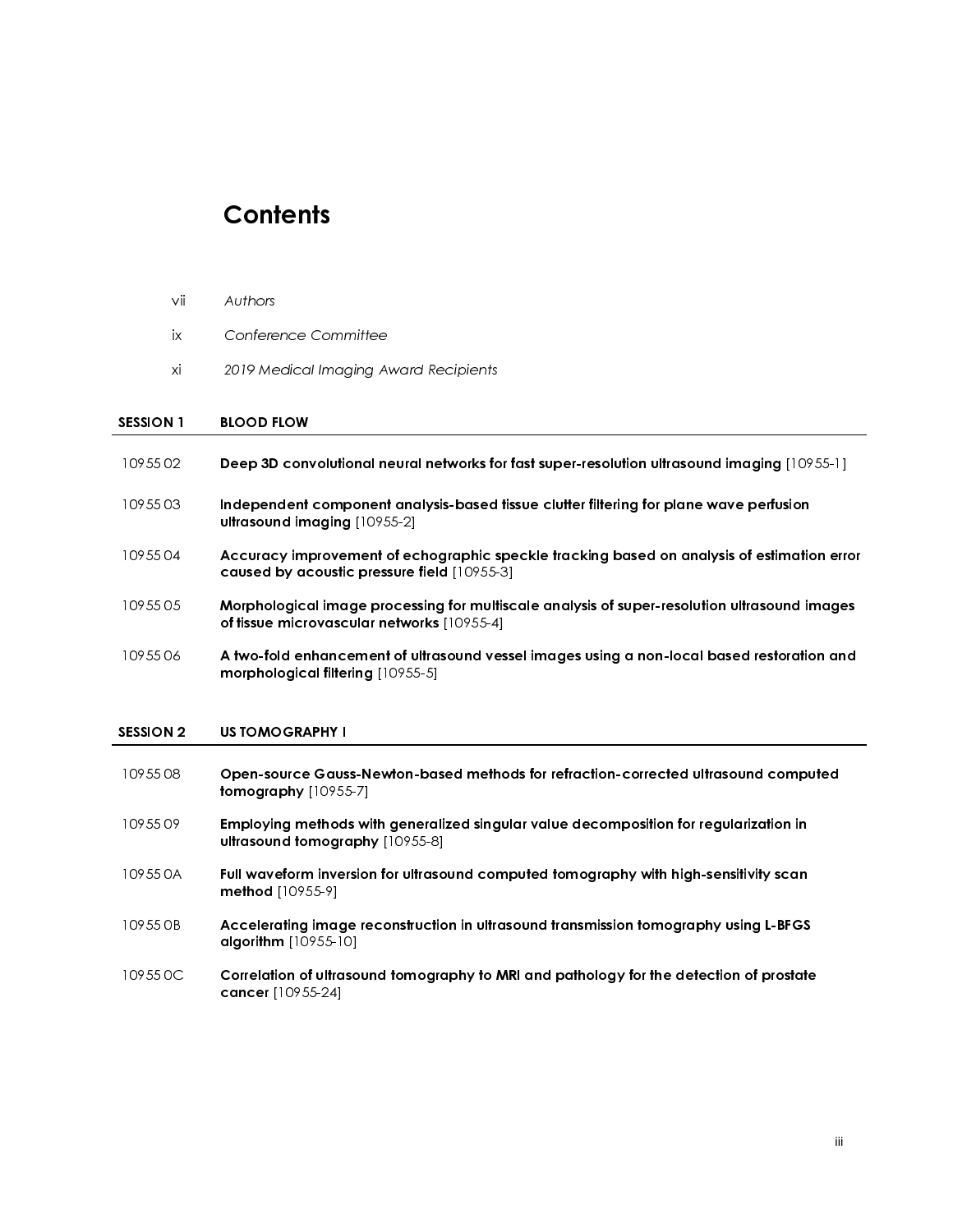# Contents

| | |
|---|---|
| vii | *Authors* |
| ix | *Conference Committee* |
| xi | *2019 Medical Imaging Award Recipients* |

## SESSION 1 BLOOD FLOW

| | |
|---|---|
| 10955 02 | **Deep 3D convolutional neural networks for fast super-resolution ultrasound imaging** [10955-1] |
| 10955 03 | **Independent component analysis-based tissue clutter filtering for plane wave perfusion ultrasound imaging** [10955-2] |
| 10955 04 | **Accuracy improvement of echographic speckle tracking based on analysis of estimation error caused by acoustic pressure field** [10955-3] |
| 10955 05 | **Morphological image processing for multiscale analysis of super-resolution ultrasound images of tissue microvascular networks** [10955-4] |
| 10955 06 | **A two-fold enhancement of ultrasound vessel images using a non-local based restoration and morphological filtering** [10955-5] |

## SESSION 2 US TOMOGRAPHY I

| | |
|---|---|
| 10955 08 | **Open-source Gauss-Newton-based methods for refraction-corrected ultrasound computed tomography** [10955-7] |
| 10955 09 | **Employing methods with generalized singular value decomposition for regularization in ultrasound tomography** [10955-8] |
| 10955 0A | **Full waveform inversion for ultrasound computed tomography with high-sensitivity scan method** [10955-9] |
| 10955 0B | **Accelerating image reconstruction in ultrasound transmission tomography using L-BFGS algorithm** [10955-10] |
| 10955 0C | **Correlation of ultrasound tomography to MRI and pathology for the detection of prostate cancer** [10955-24] |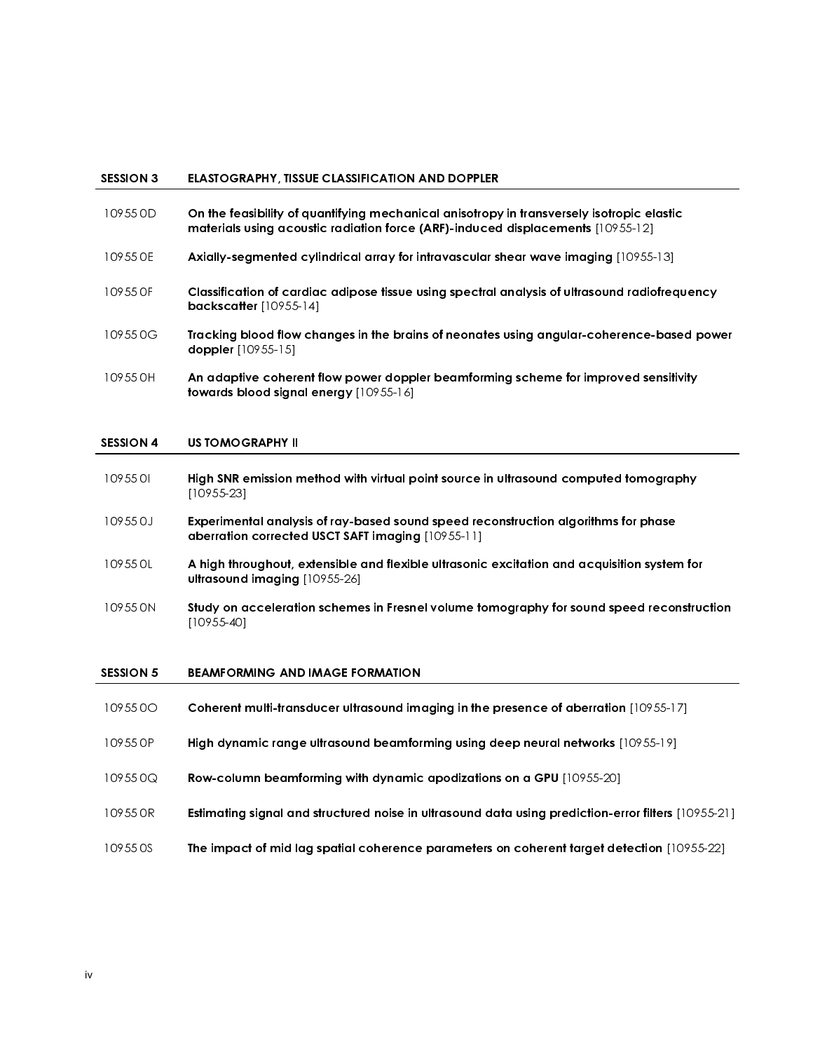## SESSION 3 ELASTOGRAPHY, TISSUE CLASSIFICATION AND DOPPLER

10955 0D **On the feasibility of quantifying mechanical anisotropy in transversely isotropic elastic materials using acoustic radiation force (ARF)-induced displacements** [10955-12]

10955 0E **Axially-segmented cylindrical array for intravascular shear wave imaging** [10955-13]

10955 0F **Classification of cardiac adipose tissue using spectral analysis of ultrasound radiofrequency backscatter** [10955-14]

10955 0G **Tracking blood flow changes in the brains of neonates using angular-coherence-based power doppler** [10955-15]

10955 0H **An adaptive coherent flow power doppler beamforming scheme for improved sensitivity towards blood signal energy** [10955-16]

## SESSION 4 US TOMOGRAPHY II

10955 0I **High SNR emission method with virtual point source in ultrasound computed tomography** [10955-23]

10955 0J **Experimental analysis of ray-based sound speed reconstruction algorithms for phase aberration corrected USCT SAFT imaging** [10955-11]

10955 0L **A high throughout, extensible and flexible ultrasonic excitation and acquisition system for ultrasound imaging** [10955-26]

10955 0N **Study on acceleration schemes in Fresnel volume tomography for sound speed reconstruction** [10955-40]

## SESSION 5 BEAMFORMING AND IMAGE FORMATION

10955 0O **Coherent multi-transducer ultrasound imaging in the presence of aberration** [10955-17]

10955 0P **High dynamic range ultrasound beamforming using deep neural networks** [10955-19]

10955 0Q **Row-column beamforming with dynamic apodizations on a GPU** [10955-20]

10955 0R **Estimating signal and structured noise in ultrasound data using prediction-error filters** [10955-21]

10955 0S **The impact of mid lag spatial coherence parameters on coherent target detection** [10955-22]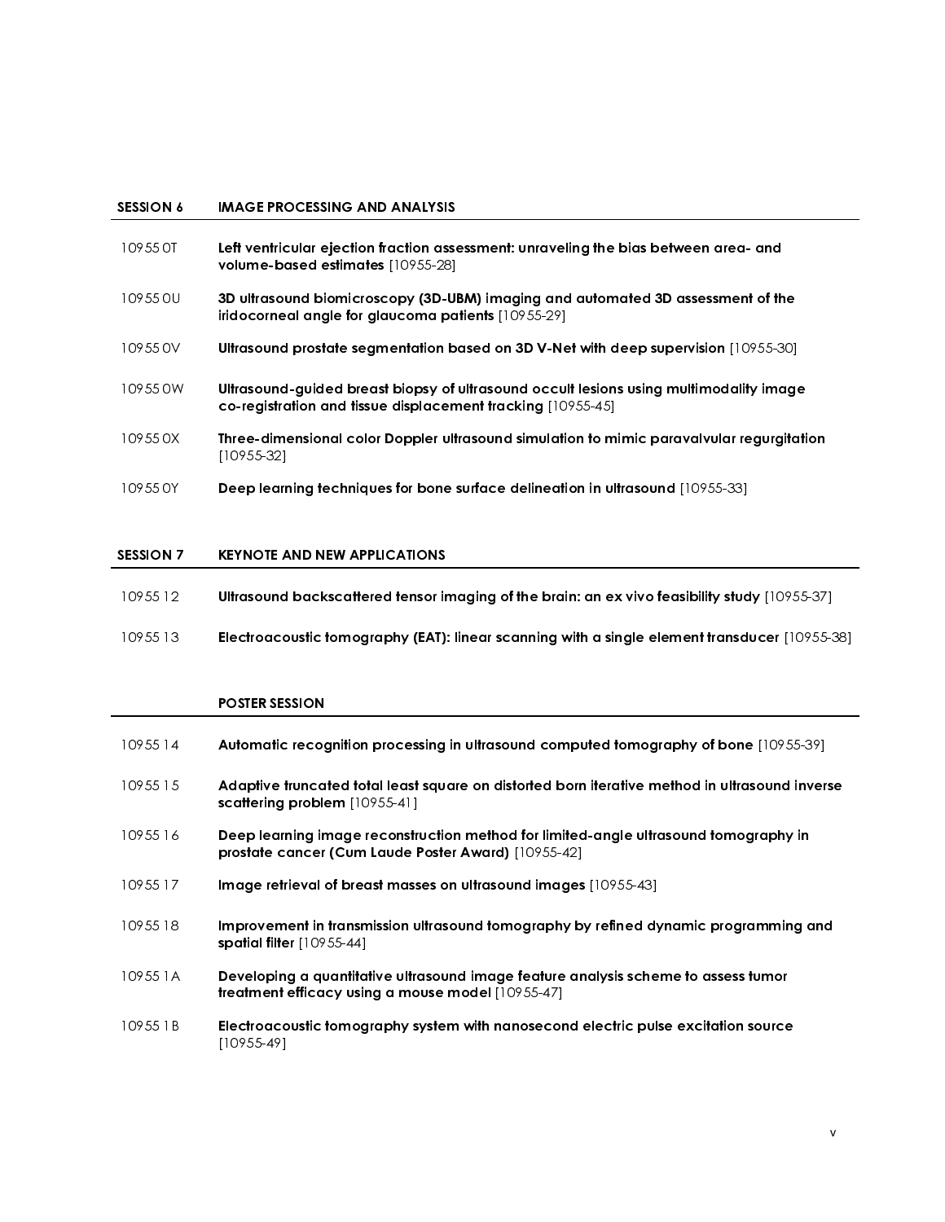## SESSION 6 IMAGE PROCESSING AND ANALYSIS

10955 0T **Left ventricular ejection fraction assessment: unraveling the bias between area- and volume-based estimates** [10955-28]

10955 0U **3D ultrasound biomicroscopy (3D-UBM) imaging and automated 3D assessment of the iridocorneal angle for glaucoma patients** [10955-29]

10955 0V **Ultrasound prostate segmentation based on 3D V-Net with deep supervision** [10955-30]

10955 0W **Ultrasound-guided breast biopsy of ultrasound occult lesions using multimodality image co-registration and tissue displacement tracking** [10955-45]

10955 0X **Three-dimensional color Doppler ultrasound simulation to mimic paravalvular regurgitation** [10955-32]

10955 0Y **Deep learning techniques for bone surface delineation in ultrasound** [10955-33]

## SESSION 7 KEYNOTE AND NEW APPLICATIONS

10955 12 **Ultrasound backscattered tensor imaging of the brain: an ex vivo feasibility study** [10955-37]

10955 13 **Electroacoustic tomography (EAT): linear scanning with a single element transducer** [10955-38]

## POSTER SESSION

10955 14 **Automatic recognition processing in ultrasound computed tomography of bone** [10955-39]

10955 15 **Adaptive truncated total least square on distorted born iterative method in ultrasound inverse scattering problem** [10955-41]

10955 16 **Deep learning image reconstruction method for limited-angle ultrasound tomography in prostate cancer (Cum Laude Poster Award)** [10955-42]

10955 17 **Image retrieval of breast masses on ultrasound images** [10955-43]

10955 18 **Improvement in transmission ultrasound tomography by refined dynamic programming and spatial filter** [10955-44]

10955 1A **Developing a quantitative ultrasound image feature analysis scheme to assess tumor treatment efficacy using a mouse model** [10955-47]

10955 1B **Electroacoustic tomography system with nanosecond electric pulse excitation source** [10955-49]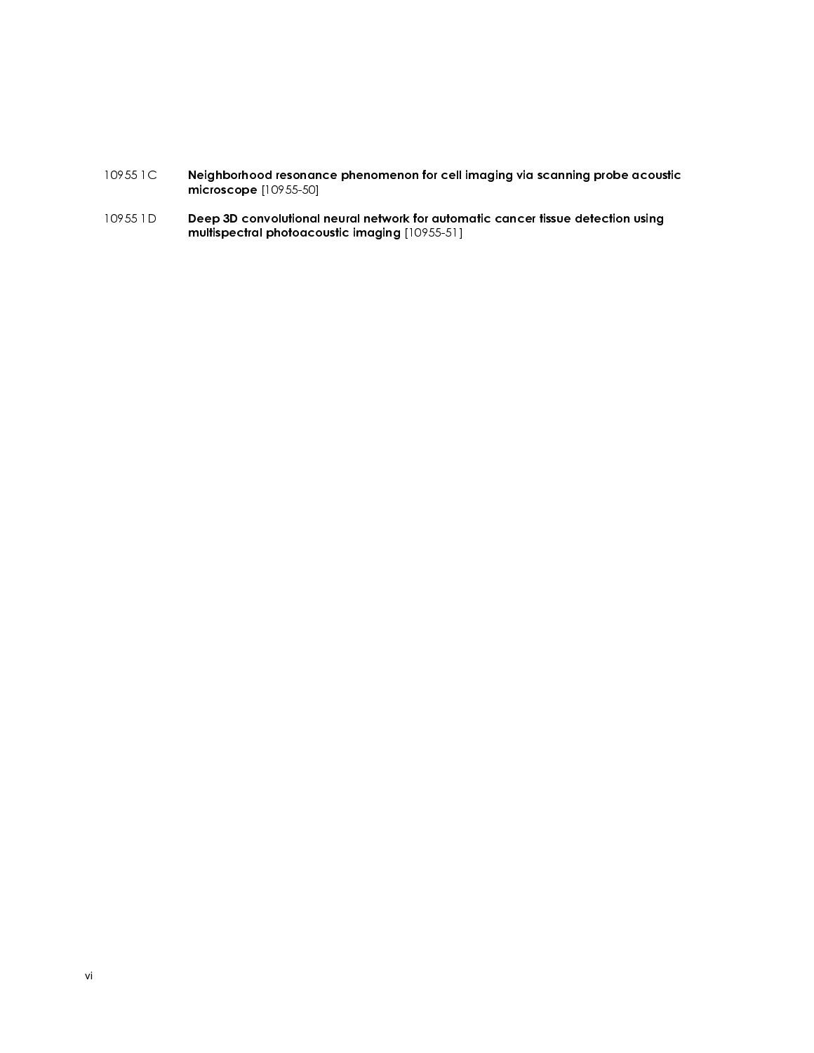10955 1C **Neighborhood resonance phenomenon for cell imaging via scanning probe acoustic microscope** [10955-50]

10955 1D **Deep 3D convolutional neural network for automatic cancer tissue detection using multispectral photoacoustic imaging** [10955-51]